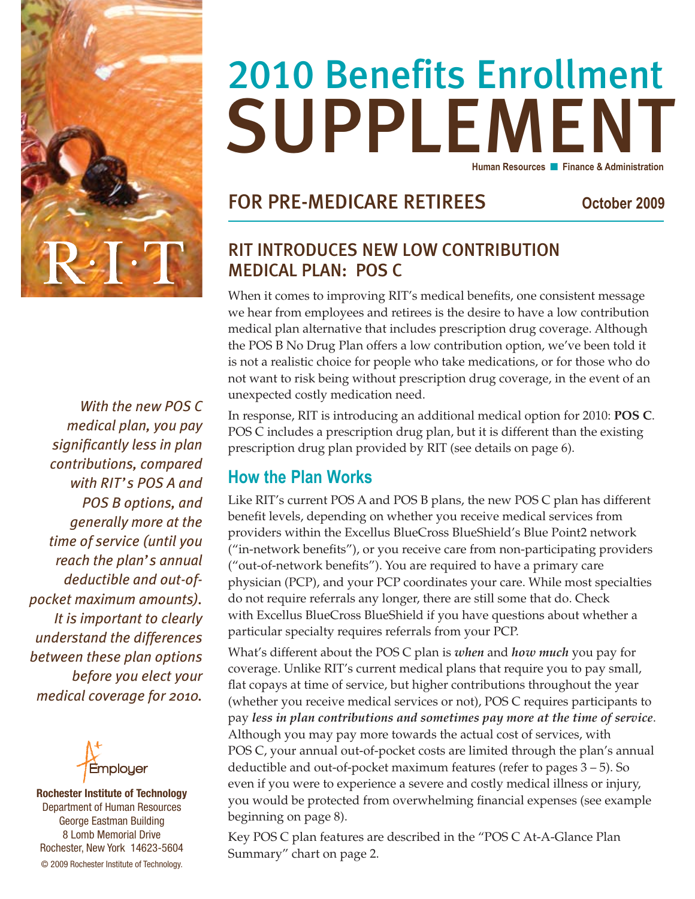# 2010 Benefits Enrollment SUPPLEMENT

Human Resources ■ Finance & Administration

## FOR PRE-MEDICARE RETIREES

October 2009

## RIT INTRODUCES NEW LOW CONTRIBUTION MEDICAL PLAN: POS C

When it comes to improving RIT's medical benefits, one consistent message we hear from employees and retirees is the desire to have a low contribution medical plan alternative that includes prescription drug coverage. Although the POS B No Drug Plan offers a low contribution option, we've been told it is not a realistic choice for people who take medications, or for those who do not want to risk being without prescription drug coverage, in the event of an unexpected costly medication need.

In response, RIT is introducing an additional medical option for 2010: **POS C**. POS C includes a prescription drug plan, but it is different than the existing prescription drug plan provided by RIT (see details on page 6).

### How the Plan Works

Like RIT's current POS A and POS B plans, the new POS C plan has different benefit levels, depending on whether you receive medical services from providers within the Excellus BlueCross BlueShield's Blue Point2 network ("in-network benefits"), or you receive care from non-participating providers ("out-of-network benefits"). You are required to have a primary care physician (PCP), and your PCP coordinates your care. While most specialties do not require referrals any longer, there are still some that do. Check with Excellus BlueCross BlueShield if you have questions about whether a particular specialty requires referrals from your PCP.

What's different about the POS C plan is ***when*** and ***how much*** you pay for coverage. Unlike RIT's current medical plans that require you to pay small, flat copays at time of service, but higher contributions throughout the year (whether you receive medical services or not), POS C requires participants to pay ***less in plan contributions and sometimes pay more at the time of service***. Although you may pay more towards the actual cost of services, with POS C, your annual out-of-pocket costs are limited through the plan's annual deductible and out-of-pocket maximum features (refer to pages 3 – 5). So even if you were to experience a severe and costly medical illness or injury, you would be protected from overwhelming financial expenses (see example beginning on page 8).

Key POS C plan features are described in the "POS C At-A-Glance Plan Summary" chart on page 2.

*With the new POS C medical plan, you pay significantly less in plan contributions, compared with RIT's POS A and POS B options, and generally more at the time of service (until you reach the plan's annual deductible and out-of-pocket maximum amounts). It is important to clearly understand the differences between these plan options before you elect your medical coverage for 2010.*

A+ Employer

**Rochester Institute of Technology**
Department of Human Resources
George Eastman Building
8 Lomb Memorial Drive
Rochester, New York 14623-5604

© 2009 Rochester Institute of Technology.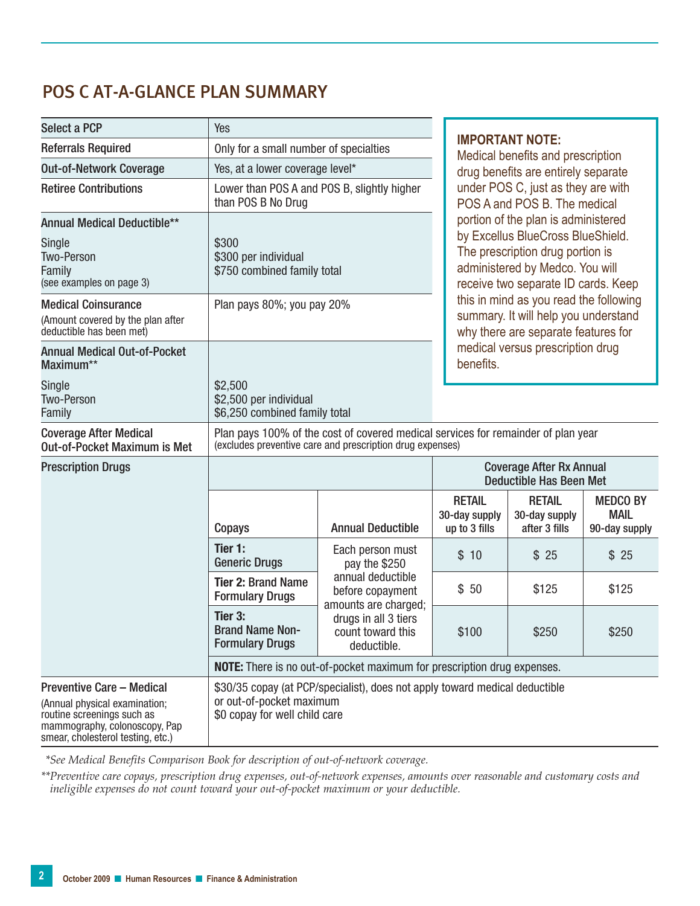## POS C AT-A-GLANCE PLAN SUMMARY

**IMPORTANT NOTE:**
Medical benefits and prescription drug benefits are entirely separate under POS C, just as they are with POS A and POS B. The medical portion of the plan is administered by Excellus BlueCross BlueShield. The prescription drug portion is administered by Medco. You will receive two separate ID cards. Keep this in mind as you read the following summary. It will help you understand why there are separate features for medical versus prescription drug benefits.

| | |
|---|---|
| Select a PCP | Yes |
| Referrals Required | Only for a small number of specialties |
| Out-of-Network Coverage | Yes, at a lower coverage level* |
| Retiree Contributions | Lower than POS A and POS B, slightly higher than POS B No Drug |
| **Annual Medical Deductible**** | |
| Single | $300 |
| Two-Person | $300 per individual |
| Family (see examples on page 3) | $750 combined family total |
| Medical Coinsurance (Amount covered by the plan after deductible has been met) | Plan pays 80%; you pay 20% |
| **Annual Medical Out-of-Pocket Maximum**** | |
| Single | $2,500 |
| Two-Person | $2,500 per individual |
| Family | $6,250 combined family total |
| Coverage After Medical Out-of-Pocket Maximum is Met | Plan pays 100% of the cost of covered medical services for remainder of plan year (excludes preventive care and prescription drug expenses) |

**Prescription Drugs**

| | | Coverage After Rx Annual Deductible Has Been Met | | |
|---|---|---|---|---|
| **Copays** | **Annual Deductible** | **RETAIL** 30-day supply up to 3 fills | **RETAIL** 30-day supply after 3 fills | **MEDCO BY MAIL** 90-day supply |
| **Tier 1:** Generic Drugs | Each person must pay the $250 annual deductible before copayment amounts are charged; drugs in all 3 tiers count toward this deductible. | $ 10 | $ 25 | $ 25 |
| **Tier 2:** Brand Name Formulary Drugs | | $ 50 | $125 | $125 |
| **Tier 3:** Brand Name Non-Formulary Drugs | | $100 | $250 | $250 |

**NOTE:** There is no out-of-pocket maximum for prescription drug expenses.

| | |
|---|---|
| Preventive Care – Medical (Annual physical examination; routine screenings such as mammography, colonoscopy, Pap smear, cholesterol testing, etc.) | $30/35 copay (at PCP/specialist), does not apply toward medical deductible or out-of-pocket maximum<br>$0 copay for well child care |

*\*See Medical Benefits Comparison Book for description of out-of-network coverage.*

*\*\*Preventive care copays, prescription drug expenses, out-of-network expenses, amounts over reasonable and customary costs and ineligible expenses do not count toward your out-of-pocket maximum or your deductible.*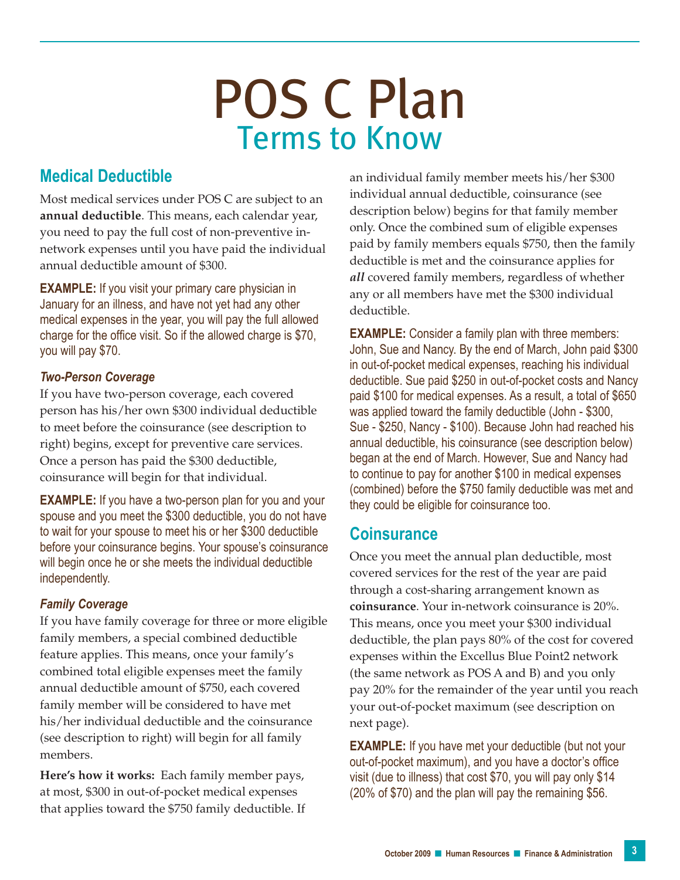# POS C Plan

## Terms to Know

### Medical Deductible

Most medical services under POS C are subject to an **annual deductible**. This means, each calendar year, you need to pay the full cost of non-preventive in-network expenses until you have paid the individual annual deductible amount of $300.

**EXAMPLE:** If you visit your primary care physician in January for an illness, and have not yet had any other medical expenses in the year, you will pay the full allowed charge for the office visit. So if the allowed charge is $70, you will pay $70.

#### *Two-Person Coverage*

If you have two-person coverage, each covered person has his/her own $300 individual deductible to meet before the coinsurance (see description to right) begins, except for preventive care services. Once a person has paid the $300 deductible, coinsurance will begin for that individual.

**EXAMPLE:** If you have a two-person plan for you and your spouse and you meet the $300 deductible, you do not have to wait for your spouse to meet his or her $300 deductible before your coinsurance begins. Your spouse's coinsurance will begin once he or she meets the individual deductible independently.

#### *Family Coverage*

If you have family coverage for three or more eligible family members, a special combined deductible feature applies. This means, once your family's combined total eligible expenses meet the family annual deductible amount of $750, each covered family member will be considered to have met his/her individual deductible and the coinsurance (see description to right) will begin for all family members.

**Here's how it works:** Each family member pays, at most, $300 in out-of-pocket medical expenses that applies toward the $750 family deductible. If an individual family member meets his/her $300 individual annual deductible, coinsurance (see description below) begins for that family member only. Once the combined sum of eligible expenses paid by family members equals $750, then the family deductible is met and the coinsurance applies for ***all*** covered family members, regardless of whether any or all members have met the $300 individual deductible.

**EXAMPLE:** Consider a family plan with three members: John, Sue and Nancy. By the end of March, John paid $300 in out-of-pocket medical expenses, reaching his individual deductible. Sue paid $250 in out-of-pocket costs and Nancy paid $100 for medical expenses. As a result, a total of $650 was applied toward the family deductible (John - $300, Sue - $250, Nancy - $100). Because John had reached his annual deductible, his coinsurance (see description below) began at the end of March. However, Sue and Nancy had to continue to pay for another $100 in medical expenses (combined) before the $750 family deductible was met and they could be eligible for coinsurance too.

### Coinsurance

Once you meet the annual plan deductible, most covered services for the rest of the year are paid through a cost-sharing arrangement known as **coinsurance**. Your in-network coinsurance is 20%. This means, once you meet your $300 individual deductible, the plan pays 80% of the cost for covered expenses within the Excellus Blue Point2 network (the same network as POS A and B) and you only pay 20% for the remainder of the year until you reach your out-of-pocket maximum (see description on next page).

**EXAMPLE:** If you have met your deductible (but not your out-of-pocket maximum), and you have a doctor's office visit (due to illness) that cost $70, you will pay only $14 (20% of $70) and the plan will pay the remaining $56.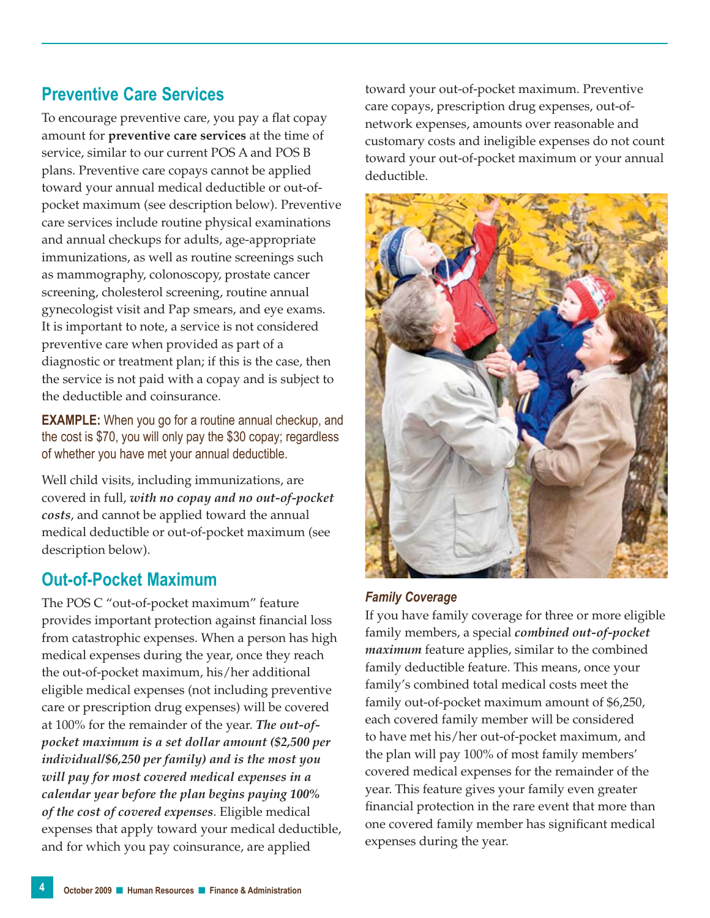## Preventive Care Services

To encourage preventive care, you pay a flat copay amount for **preventive care services** at the time of service, similar to our current POS A and POS B plans. Preventive care copays cannot be applied toward your annual medical deductible or out-of-pocket maximum (see description below). Preventive care services include routine physical examinations and annual checkups for adults, age-appropriate immunizations, as well as routine screenings such as mammography, colonoscopy, prostate cancer screening, cholesterol screening, routine annual gynecologist visit and Pap smears, and eye exams. It is important to note, a service is not considered preventive care when provided as part of a diagnostic or treatment plan; if this is the case, then the service is not paid with a copay and is subject to the deductible and coinsurance.

**EXAMPLE:** When you go for a routine annual checkup, and the cost is $70, you will only pay the $30 copay; regardless of whether you have met your annual deductible.

Well child visits, including immunizations, are covered in full, ***with no copay and no out-of-pocket costs***, and cannot be applied toward the annual medical deductible or out-of-pocket maximum (see description below).

## Out-of-Pocket Maximum

The POS C "out-of-pocket maximum" feature provides important protection against financial loss from catastrophic expenses. When a person has high medical expenses during the year, once they reach the out-of-pocket maximum, his/her additional eligible medical expenses (not including preventive care or prescription drug expenses) will be covered at 100% for the remainder of the year. ***The out-of-pocket maximum is a set dollar amount ($2,500 per individual/$6,250 per family) and is the most you will pay for most covered medical expenses in a calendar year before the plan begins paying 100% of the cost of covered expenses***. Eligible medical expenses that apply toward your medical deductible, and for which you pay coinsurance, are applied toward your out-of-pocket maximum. Preventive care copays, prescription drug expenses, out-of-network expenses, amounts over reasonable and customary costs and ineligible expenses do not count toward your out-of-pocket maximum or your annual deductible.

### *Family Coverage*

If you have family coverage for three or more eligible family members, a special ***combined out-of-pocket maximum*** feature applies, similar to the combined family deductible feature. This means, once your family's combined total medical costs meet the family out-of-pocket maximum amount of $6,250, each covered family member will be considered to have met his/her out-of-pocket maximum, and the plan will pay 100% of most family members' covered medical expenses for the remainder of the year. This feature gives your family even greater financial protection in the rare event that more than one covered family member has significant medical expenses during the year.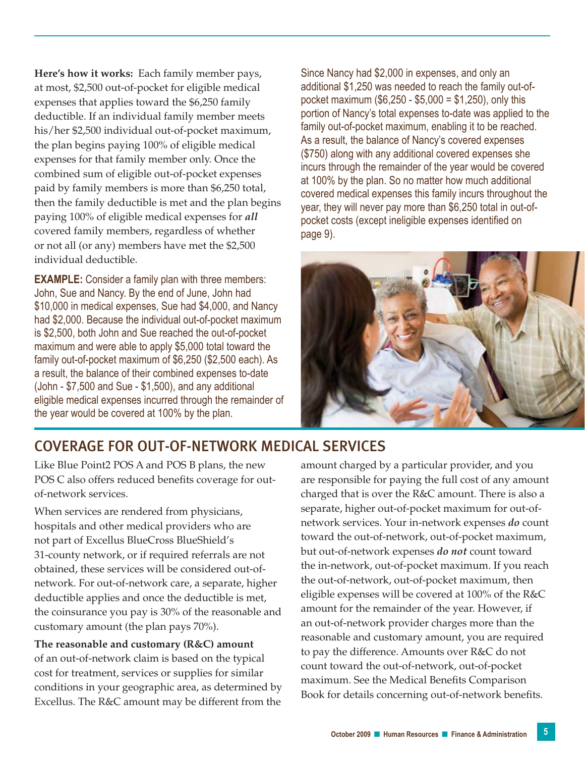**Here's how it works:** Each family member pays, at most, $2,500 out-of-pocket for eligible medical expenses that applies toward the $6,250 family deductible. If an individual family member meets his/her $2,500 individual out-of-pocket maximum, the plan begins paying 100% of eligible medical expenses for that family member only. Once the combined sum of eligible out-of-pocket expenses paid by family members is more than $6,250 total, then the family deductible is met and the plan begins paying 100% of eligible medical expenses for ***all*** covered family members, regardless of whether or not all (or any) members have met the $2,500 individual deductible.

**EXAMPLE:** Consider a family plan with three members: John, Sue and Nancy. By the end of June, John had $10,000 in medical expenses, Sue had $4,000, and Nancy had $2,000. Because the individual out-of-pocket maximum is $2,500, both John and Sue reached the out-of-pocket maximum and were able to apply $5,000 total toward the family out-of-pocket maximum of $6,250 ($2,500 each). As a result, the balance of their combined expenses to-date (John - $7,500 and Sue - $1,500), and any additional eligible medical expenses incurred through the remainder of the year would be covered at 100% by the plan.

Since Nancy had $2,000 in expenses, and only an additional $1,250 was needed to reach the family out-of-pocket maximum ($6,250 - $5,000 = $1,250), only this portion of Nancy's total expenses to-date was applied to the family out-of-pocket maximum, enabling it to be reached. As a result, the balance of Nancy's covered expenses ($750) along with any additional covered expenses she incurs through the remainder of the year would be covered at 100% by the plan. So no matter how much additional covered medical expenses this family incurs throughout the year, they will never pay more than $6,250 total in out-of-pocket costs (except ineligible expenses identified on page 9).

## COVERAGE FOR OUT-OF-NETWORK MEDICAL SERVICES

Like Blue Point2 POS A and POS B plans, the new POS C also offers reduced benefits coverage for out-of-network services.

When services are rendered from physicians, hospitals and other medical providers who are not part of Excellus BlueCross BlueShield's 31-county network, or if required referrals are not obtained, these services will be considered out-of-network. For out-of-network care, a separate, higher deductible applies and once the deductible is met, the coinsurance you pay is 30% of the reasonable and customary amount (the plan pays 70%).

**The reasonable and customary (R&C) amount** of an out-of-network claim is based on the typical cost for treatment, services or supplies for similar conditions in your geographic area, as determined by Excellus. The R&C amount may be different from the amount charged by a particular provider, and you are responsible for paying the full cost of any amount charged that is over the R&C amount. There is also a separate, higher out-of-pocket maximum for out-of-network services. Your in-network expenses ***do*** count toward the out-of-network, out-of-pocket maximum, but out-of-network expenses ***do not*** count toward the in-network, out-of-pocket maximum. If you reach the out-of-network, out-of-pocket maximum, then eligible expenses will be covered at 100% of the R&C amount for the remainder of the year. However, if an out-of-network provider charges more than the reasonable and customary amount, you are required to pay the difference. Amounts over R&C do not count toward the out-of-network, out-of-pocket maximum. See the Medical Benefits Comparison Book for details concerning out-of-network benefits.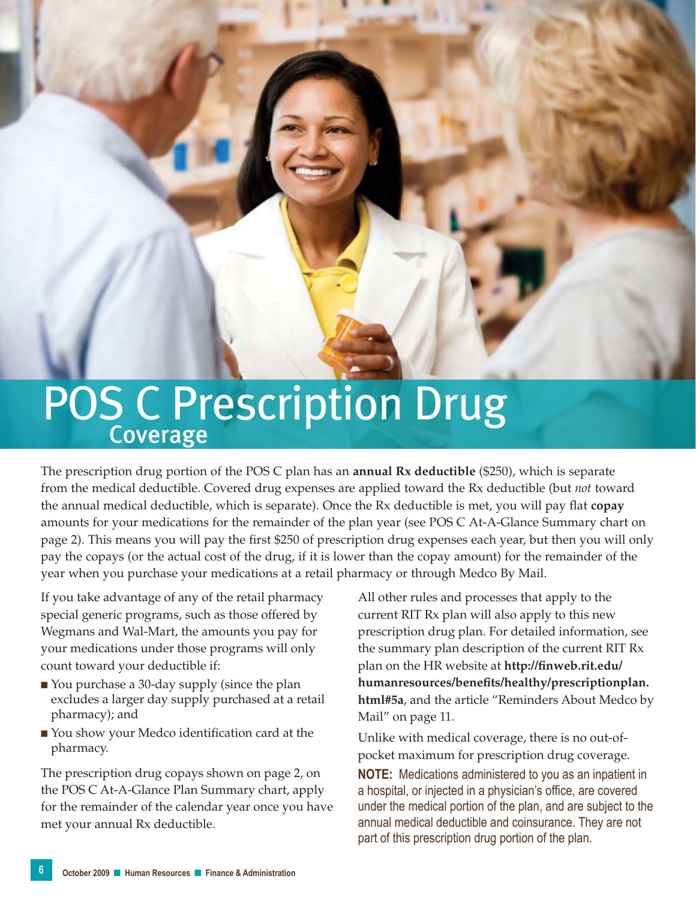# POS C Prescription Drug Coverage

The prescription drug portion of the POS C plan has an **annual Rx deductible** ($250), which is separate from the medical deductible. Covered drug expenses are applied toward the Rx deductible (but *not* toward the annual medical deductible, which is separate). Once the Rx deductible is met, you will pay flat **copay** amounts for your medications for the remainder of the plan year (see POS C At-A-Glance Summary chart on page 2). This means you will pay the first $250 of prescription drug expenses each year, but then you will only pay the copays (or the actual cost of the drug, if it is lower than the copay amount) for the remainder of the year when you purchase your medications at a retail pharmacy or through Medco By Mail.

If you take advantage of any of the retail pharmacy special generic programs, such as those offered by Wegmans and Wal-Mart, the amounts you pay for your medications under those programs will only count toward your deductible if:

- You purchase a 30-day supply (since the plan excludes a larger day supply purchased at a retail pharmacy); and
- You show your Medco identification card at the pharmacy.

The prescription drug copays shown on page 2, on the POS C At-A-Glance Plan Summary chart, apply for the remainder of the calendar year once you have met your annual Rx deductible.

All other rules and processes that apply to the current RIT Rx plan will also apply to this new prescription drug plan. For detailed information, see the summary plan description of the current RIT Rx plan on the HR website at **http://finweb.rit.edu/humanresources/benefits/healthy/prescriptionplan.html#5a**, and the article "Reminders About Medco by Mail" on page 11.

Unlike with medical coverage, there is no out-of-pocket maximum for prescription drug coverage.

**NOTE:** Medications administered to you as an inpatient in a hospital, or injected in a physician's office, are covered under the medical portion of the plan, and are subject to the annual medical deductible and coinsurance. They are not part of this prescription drug portion of the plan.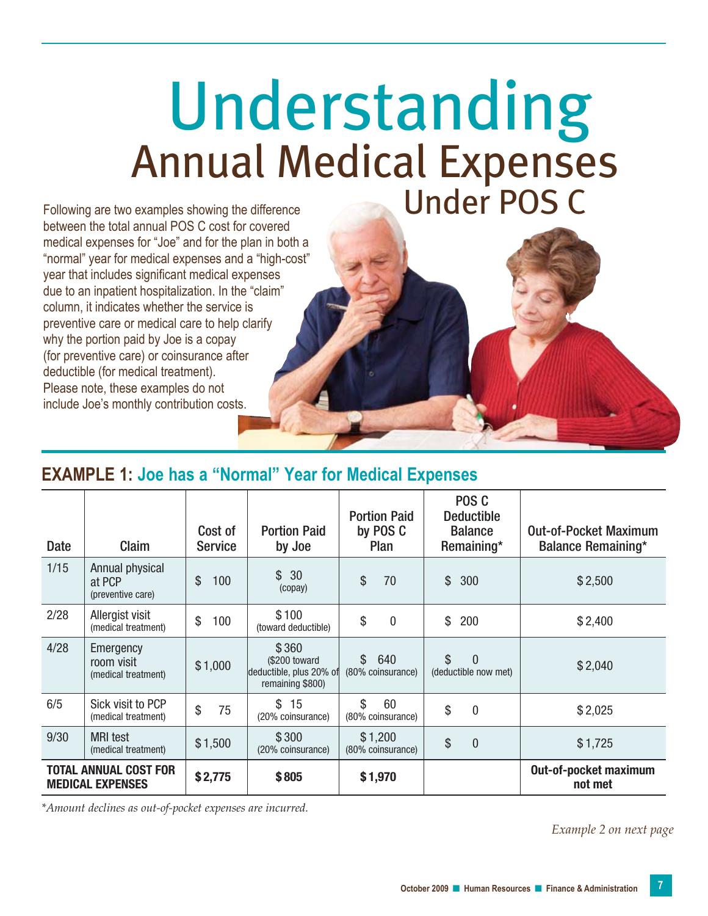# Understanding Annual Medical Expenses Under POS C

Following are two examples showing the difference between the total annual POS C cost for covered medical expenses for "Joe" and for the plan in both a "normal" year for medical expenses and a "high-cost" year that includes significant medical expenses due to an inpatient hospitalization. In the "claim" column, it indicates whether the service is preventive care or medical care to help clarify why the portion paid by Joe is a copay (for preventive care) or coinsurance after deductible (for medical treatment). Please note, these examples do not include Joe's monthly contribution costs.

## EXAMPLE 1: Joe has a "Normal" Year for Medical Expenses

| Date | Claim | Cost of Service | Portion Paid by Joe | Portion Paid by POS C Plan | POS C Deductible Balance Remaining* | Out-of-Pocket Maximum Balance Remaining* |
|---|---|---|---|---|---|---|
| 1/15 | Annual physical at PCP (preventive care) | $ 100 | $ 30 (copay) | $ 70 | $ 300 | $ 2,500 |
| 2/28 | Allergist visit (medical treatment) | $ 100 | $ 100 (toward deductible) | $ 0 | $ 200 | $ 2,400 |
| 4/28 | Emergency room visit (medical treatment) | $ 1,000 | $ 360 ($200 toward deductible, plus 20% of remaining $800) | $ 640 (80% coinsurance) | $ 0 (deductible now met) | $ 2,040 |
| 6/5 | Sick visit to PCP (medical treatment) | $ 75 | $ 15 (20% coinsurance) | $ 60 (80% coinsurance) | $ 0 | $ 2,025 |
| 9/30 | MRI test (medical treatment) | $ 1,500 | $ 300 (20% coinsurance) | $ 1,200 (80% coinsurance) | $ 0 | $ 1,725 |
| **TOTAL ANNUAL COST FOR MEDICAL EXPENSES** | | **$ 2,775** | **$ 805** | **$ 1,970** | | **Out-of-pocket maximum not met** |

*Amount declines as out-of-pocket expenses are incurred.*

*Example 2 on next page*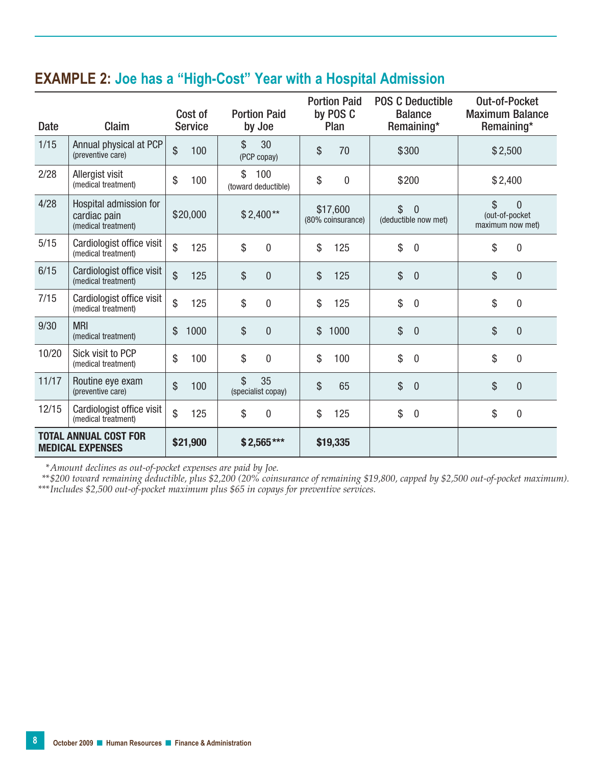## EXAMPLE 2: Joe has a "High-Cost" Year with a Hospital Admission

| Date | Claim | Cost of Service | Portion Paid by Joe | Portion Paid by POS C Plan | POS C Deductible Balance Remaining* | Out-of-Pocket Maximum Balance Remaining* |
|---|---|---|---|---|---|---|
| 1/15 | Annual physical at PCP (preventive care) | $ 100 | $ 30 (PCP copay) | $ 70 | $300 | $2,500 |
| 2/28 | Allergist visit (medical treatment) | $ 100 | $ 100 (toward deductible) | $ 0 | $200 | $2,400 |
| 4/28 | Hospital admission for cardiac pain (medical treatment) | $20,000 | $2,400** | $17,600 (80% coinsurance) | $ 0 (deductible now met) | $ 0 (out-of-pocket maximum now met) |
| 5/15 | Cardiologist office visit (medical treatment) | $ 125 | $ 0 | $ 125 | $ 0 | $ 0 |
| 6/15 | Cardiologist office visit (medical treatment) | $ 125 | $ 0 | $ 125 | $ 0 | $ 0 |
| 7/15 | Cardiologist office visit (medical treatment) | $ 125 | $ 0 | $ 125 | $ 0 | $ 0 |
| 9/30 | MRI (medical treatment) | $ 1000 | $ 0 | $ 1000 | $ 0 | $ 0 |
| 10/20 | Sick visit to PCP (medical treatment) | $ 100 | $ 0 | $ 100 | $ 0 | $ 0 |
| 11/17 | Routine eye exam (preventive care) | $ 100 | $ 35 (specialist copay) | $ 65 | $ 0 | $ 0 |
| 12/15 | Cardiologist office visit (medical treatment) | $ 125 | $ 0 | $ 125 | $ 0 | $ 0 |
| **TOTAL ANNUAL COST FOR MEDICAL EXPENSES** | | **$21,900** | **$2,565*** ** | **$19,335** | | |

*\*Amount declines as out-of-pocket expenses are paid by Joe.*

*\*\*$200 toward remaining deductible, plus $2,200 (20% coinsurance of remaining $19,800, capped by $2,500 out-of-pocket maximum).*

*\*\*\*Includes $2,500 out-of-pocket maximum plus $65 in copays for preventive services.*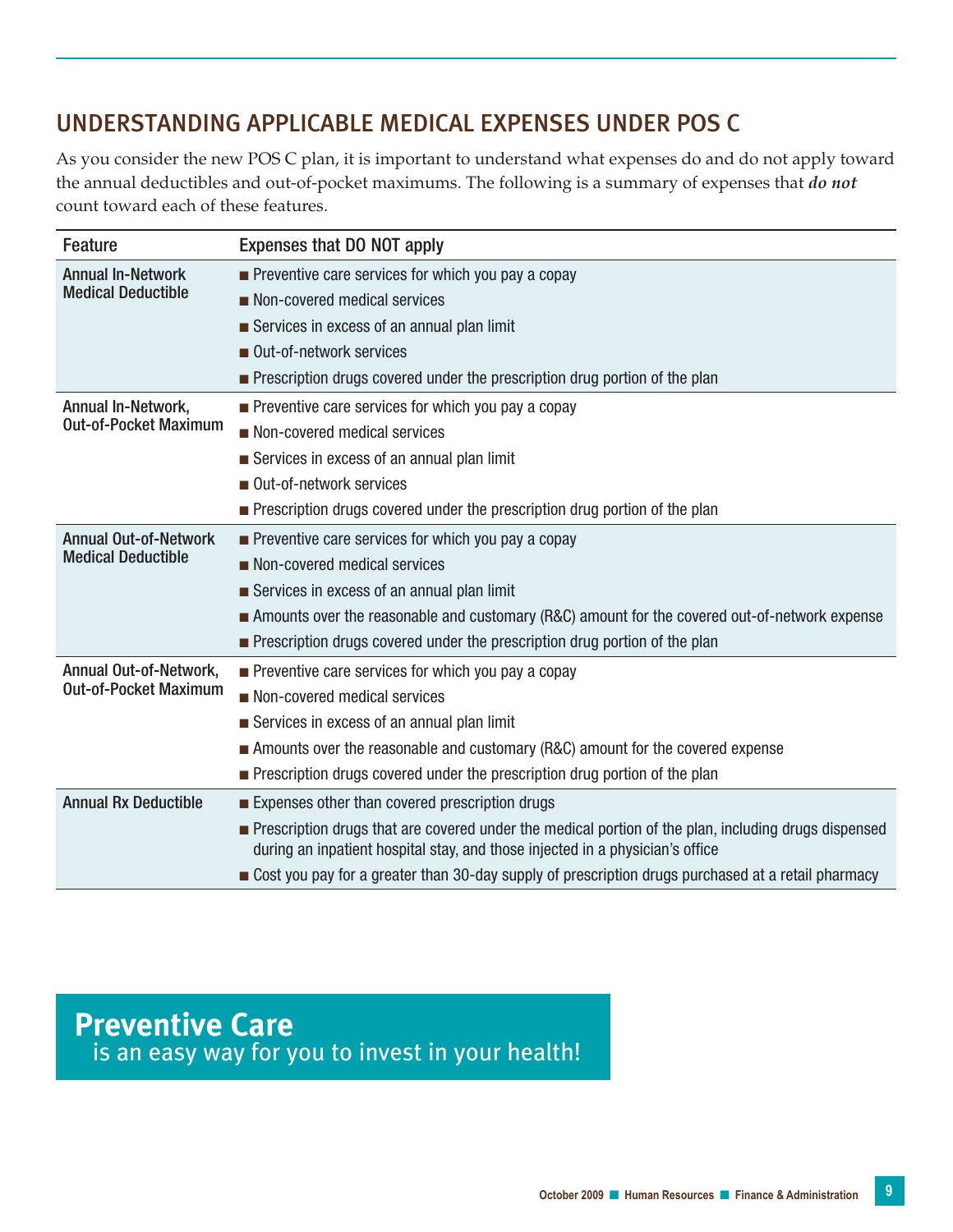## UNDERSTANDING APPLICABLE MEDICAL EXPENSES UNDER POS C

As you consider the new POS C plan, it is important to understand what expenses do and do not apply toward the annual deductibles and out-of-pocket maximums. The following is a summary of expenses that ***do not*** count toward each of these features.

| Feature | Expenses that DO NOT apply |
|---|---|
| Annual In-Network Medical Deductible | ■ Preventive care services for which you pay a copay<br>■ Non-covered medical services<br>■ Services in excess of an annual plan limit<br>■ Out-of-network services<br>■ Prescription drugs covered under the prescription drug portion of the plan |
| Annual In-Network, Out-of-Pocket Maximum | ■ Preventive care services for which you pay a copay<br>■ Non-covered medical services<br>■ Services in excess of an annual plan limit<br>■ Out-of-network services<br>■ Prescription drugs covered under the prescription drug portion of the plan |
| Annual Out-of-Network Medical Deductible | ■ Preventive care services for which you pay a copay<br>■ Non-covered medical services<br>■ Services in excess of an annual plan limit<br>■ Amounts over the reasonable and customary (R&C) amount for the covered out-of-network expense<br>■ Prescription drugs covered under the prescription drug portion of the plan |
| Annual Out-of-Network, Out-of-Pocket Maximum | ■ Preventive care services for which you pay a copay<br>■ Non-covered medical services<br>■ Services in excess of an annual plan limit<br>■ Amounts over the reasonable and customary (R&C) amount for the covered expense<br>■ Prescription drugs covered under the prescription drug portion of the plan |
| Annual Rx Deductible | ■ Expenses other than covered prescription drugs<br>■ Prescription drugs that are covered under the medical portion of the plan, including drugs dispensed during an inpatient hospital stay, and those injected in a physician's office<br>■ Cost you pay for a greater than 30-day supply of prescription drugs purchased at a retail pharmacy |

**Preventive Care**
is an easy way for you to invest in your health!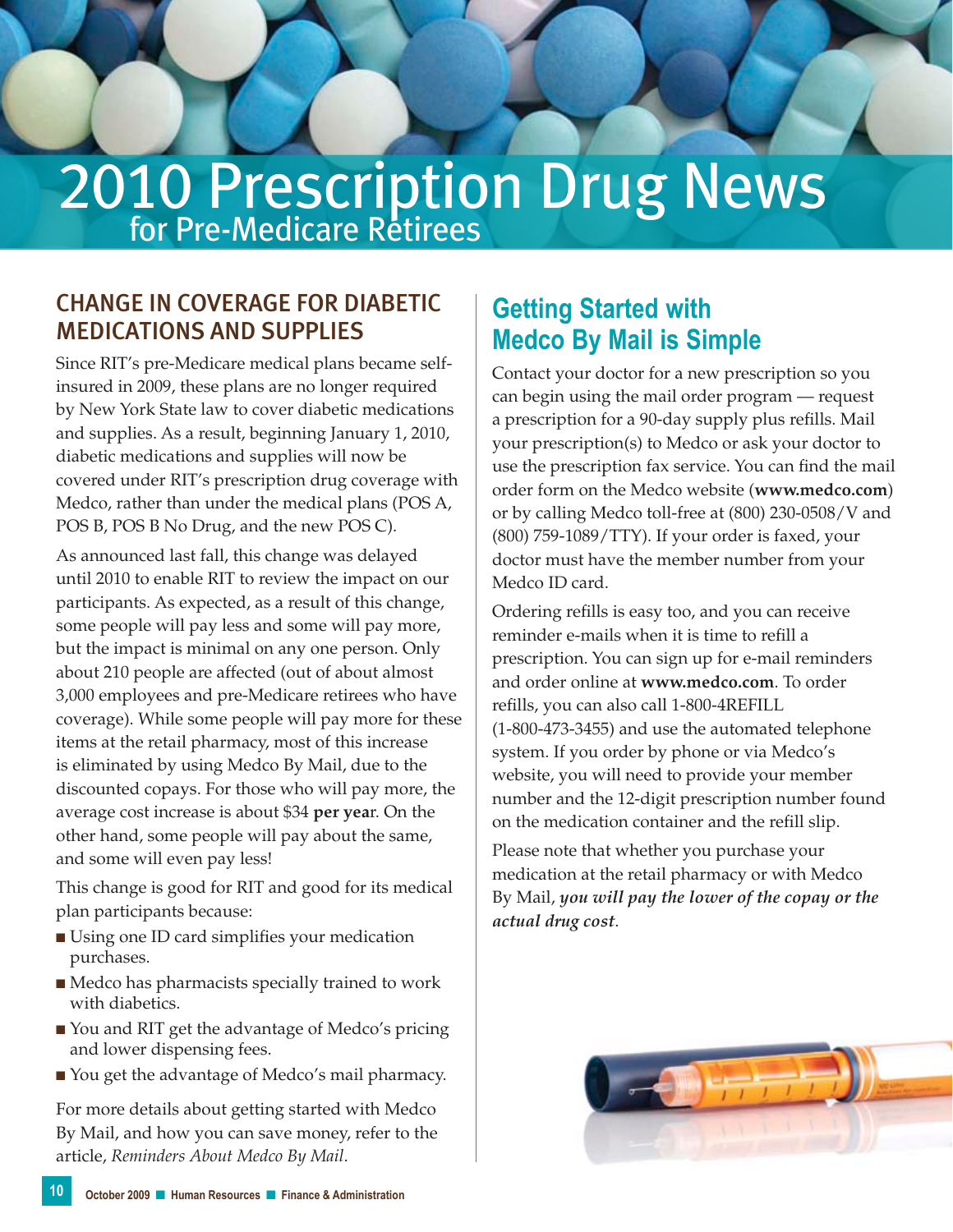# 2010 Prescription Drug News

## for Pre-Medicare Retirees

### CHANGE IN COVERAGE FOR DIABETIC MEDICATIONS AND SUPPLIES

Since RIT's pre-Medicare medical plans became self-insured in 2009, these plans are no longer required by New York State law to cover diabetic medications and supplies. As a result, beginning January 1, 2010, diabetic medications and supplies will now be covered under RIT's prescription drug coverage with Medco, rather than under the medical plans (POS A, POS B, POS B No Drug, and the new POS C).

As announced last fall, this change was delayed until 2010 to enable RIT to review the impact on our participants. As expected, as a result of this change, some people will pay less and some will pay more, but the impact is minimal on any one person. Only about 210 people are affected (out of about almost 3,000 employees and pre-Medicare retirees who have coverage). While some people will pay more for these items at the retail pharmacy, most of this increase is eliminated by using Medco By Mail, due to the discounted copays. For those who will pay more, the average cost increase is about $34 **per year**. On the other hand, some people will pay about the same, and some will even pay less!

This change is good for RIT and good for its medical plan participants because:

- Using one ID card simplifies your medication purchases.
- Medco has pharmacists specially trained to work with diabetics.
- You and RIT get the advantage of Medco's pricing and lower dispensing fees.
- You get the advantage of Medco's mail pharmacy.

For more details about getting started with Medco By Mail, and how you can save money, refer to the article, *Reminders About Medco By Mail*.

### Getting Started with Medco By Mail is Simple

Contact your doctor for a new prescription so you can begin using the mail order program — request a prescription for a 90-day supply plus refills. Mail your prescription(s) to Medco or ask your doctor to use the prescription fax service. You can find the mail order form on the Medco website (**www.medco.com**) or by calling Medco toll-free at (800) 230-0508/V and (800) 759-1089/TTY). If your order is faxed, your doctor must have the member number from your Medco ID card.

Ordering refills is easy too, and you can receive reminder e-mails when it is time to refill a prescription. You can sign up for e-mail reminders and order online at **www.medco.com**. To order refills, you can also call 1-800-4REFILL (1-800-473-3455) and use the automated telephone system. If you order by phone or via Medco's website, you will need to provide your member number and the 12-digit prescription number found on the medication container and the refill slip.

Please note that whether you purchase your medication at the retail pharmacy or with Medco By Mail, ***you will pay the lower of the copay or the actual drug cost***.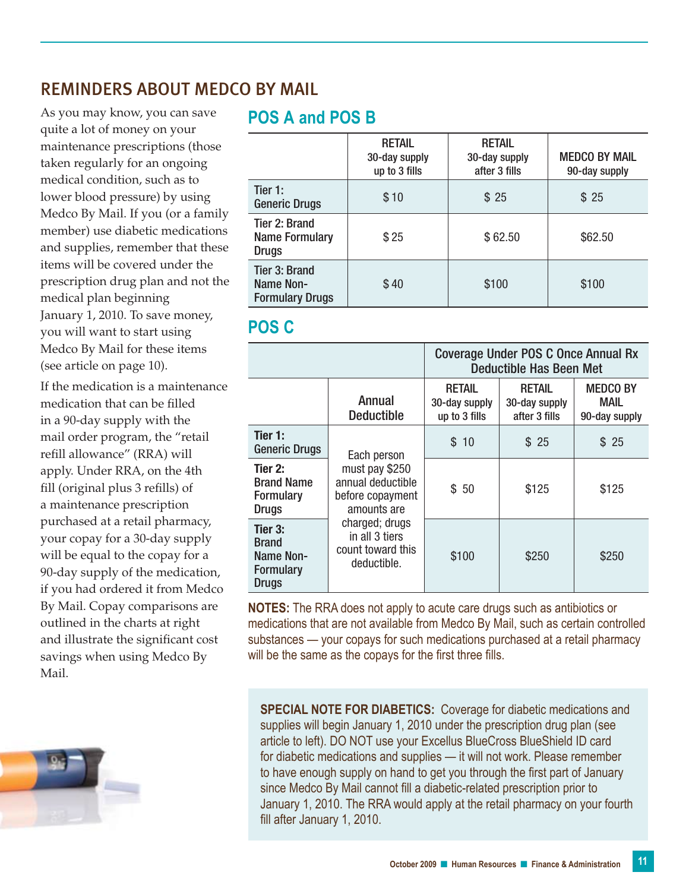## REMINDERS ABOUT MEDCO BY MAIL

As you may know, you can save quite a lot of money on your maintenance prescriptions (those taken regularly for an ongoing medical condition, such as to lower blood pressure) by using Medco By Mail. If you (or a family member) use diabetic medications and supplies, remember that these items will be covered under the prescription drug plan and not the medical plan beginning January 1, 2010. To save money, you will want to start using Medco By Mail for these items (see article on page 10).

If the medication is a maintenance medication that can be filled in a 90-day supply with the mail order program, the "retail refill allowance" (RRA) will apply. Under RRA, on the 4th fill (original plus 3 refills) of a maintenance prescription purchased at a retail pharmacy, your copay for a 30-day supply will be equal to the copay for a 90-day supply of the medication, if you had ordered it from Medco By Mail. Copay comparisons are outlined in the charts at right and illustrate the significant cost savings when using Medco By Mail.

### POS A and POS B

| | RETAIL 30-day supply up to 3 fills | RETAIL 30-day supply after 3 fills | MEDCO BY MAIL 90-day supply |
|---|---|---|---|
| Tier 1: Generic Drugs | $ 10 | $ 25 | $ 25 |
| Tier 2: Brand Name Formulary Drugs | $ 25 | $ 62.50 | $62.50 |
| Tier 3: Brand Name Non-Formulary Drugs | $ 40 | $100 | $100 |

### POS C

| | | Coverage Under POS C Once Annual Rx Deductible Has Been Met | | |
|---|---|---|---|---|
| | Annual Deductible | RETAIL 30-day supply up to 3 fills | RETAIL 30-day supply after 3 fills | MEDCO BY MAIL 90-day supply |
| Tier 1: Generic Drugs | Each person must pay $250 annual deductible before copayment amounts are charged; drugs in all 3 tiers count toward this deductible. | $ 10 | $ 25 | $ 25 |
| Tier 2: Brand Name Formulary Drugs | | $ 50 | $125 | $125 |
| Tier 3: Brand Name Non-Formulary Drugs | | $100 | $250 | $250 |

**NOTES:** The RRA does not apply to acute care drugs such as antibiotics or medications that are not available from Medco By Mail, such as certain controlled substances — your copays for such medications purchased at a retail pharmacy will be the same as the copays for the first three fills.

**SPECIAL NOTE FOR DIABETICS:** Coverage for diabetic medications and supplies will begin January 1, 2010 under the prescription drug plan (see article to left). DO NOT use your Excellus BlueCross BlueShield ID card for diabetic medications and supplies — it will not work. Please remember to have enough supply on hand to get you through the first part of January since Medco By Mail cannot fill a diabetic-related prescription prior to January 1, 2010. The RRA would apply at the retail pharmacy on your fourth fill after January 1, 2010.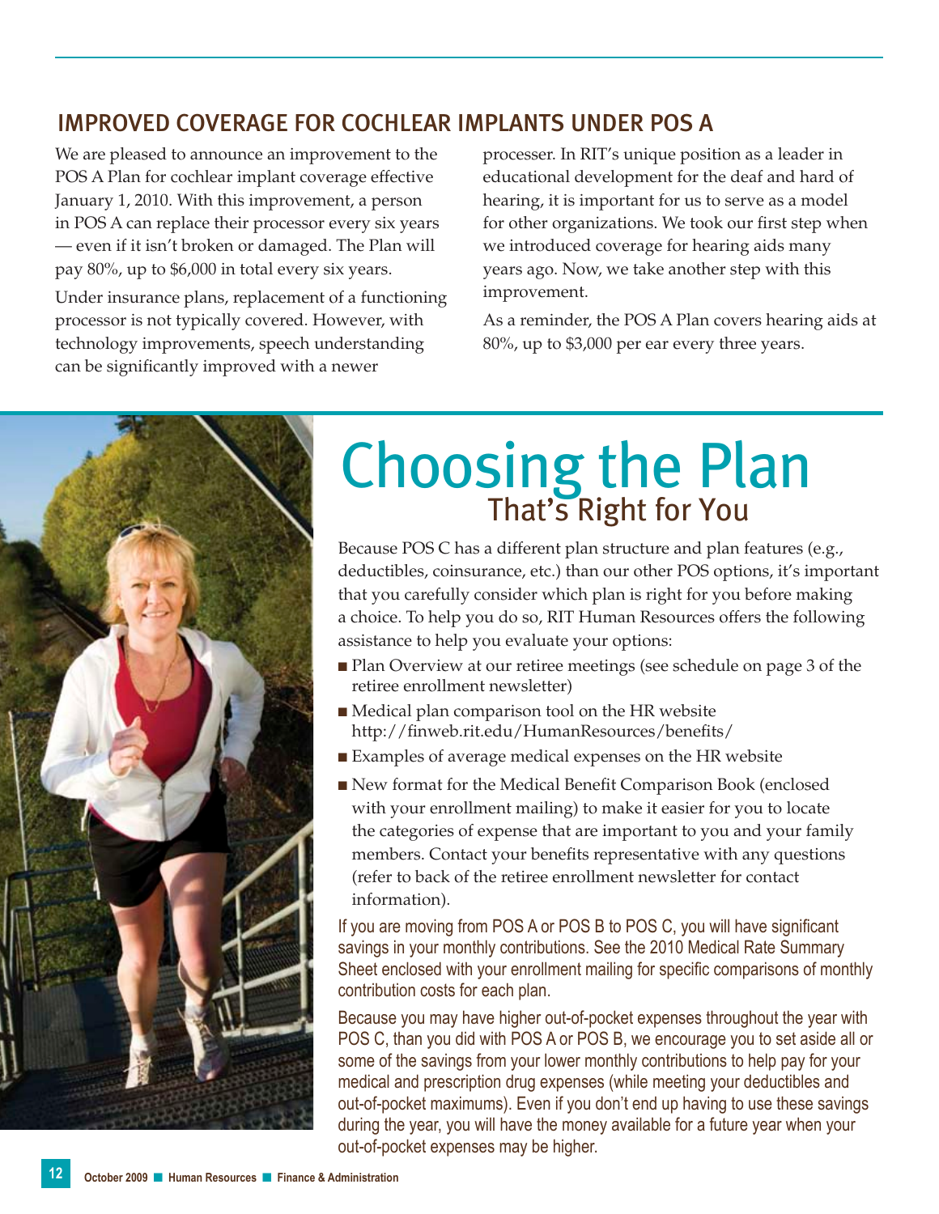## IMPROVED COVERAGE FOR COCHLEAR IMPLANTS UNDER POS A

We are pleased to announce an improvement to the POS A Plan for cochlear implant coverage effective January 1, 2010. With this improvement, a person in POS A can replace their processor every six years — even if it isn't broken or damaged. The Plan will pay 80%, up to $6,000 in total every six years.

Under insurance plans, replacement of a functioning processor is not typically covered. However, with technology improvements, speech understanding can be significantly improved with a newer processer. In RIT's unique position as a leader in educational development for the deaf and hard of hearing, it is important for us to serve as a model for other organizations. We took our first step when we introduced coverage for hearing aids many years ago. Now, we take another step with this improvement.

As a reminder, the POS A Plan covers hearing aids at 80%, up to $3,000 per ear every three years.

# Choosing the Plan That's Right for You

Because POS C has a different plan structure and plan features (e.g., deductibles, coinsurance, etc.) than our other POS options, it's important that you carefully consider which plan is right for you before making a choice. To help you do so, RIT Human Resources offers the following assistance to help you evaluate your options:

- Plan Overview at our retiree meetings (see schedule on page 3 of the retiree enrollment newsletter)
- Medical plan comparison tool on the HR website http://finweb.rit.edu/HumanResources/benefits/
- Examples of average medical expenses on the HR website
- New format for the Medical Benefit Comparison Book (enclosed with your enrollment mailing) to make it easier for you to locate the categories of expense that are important to you and your family members. Contact your benefits representative with any questions (refer to back of the retiree enrollment newsletter for contact information).

If you are moving from POS A or POS B to POS C, you will have significant savings in your monthly contributions. See the 2010 Medical Rate Summary Sheet enclosed with your enrollment mailing for specific comparisons of monthly contribution costs for each plan.

Because you may have higher out-of-pocket expenses throughout the year with POS C, than you did with POS A or POS B, we encourage you to set aside all or some of the savings from your lower monthly contributions to help pay for your medical and prescription drug expenses (while meeting your deductibles and out-of-pocket maximums). Even if you don't end up having to use these savings during the year, you will have the money available for a future year when your out-of-pocket expenses may be higher.